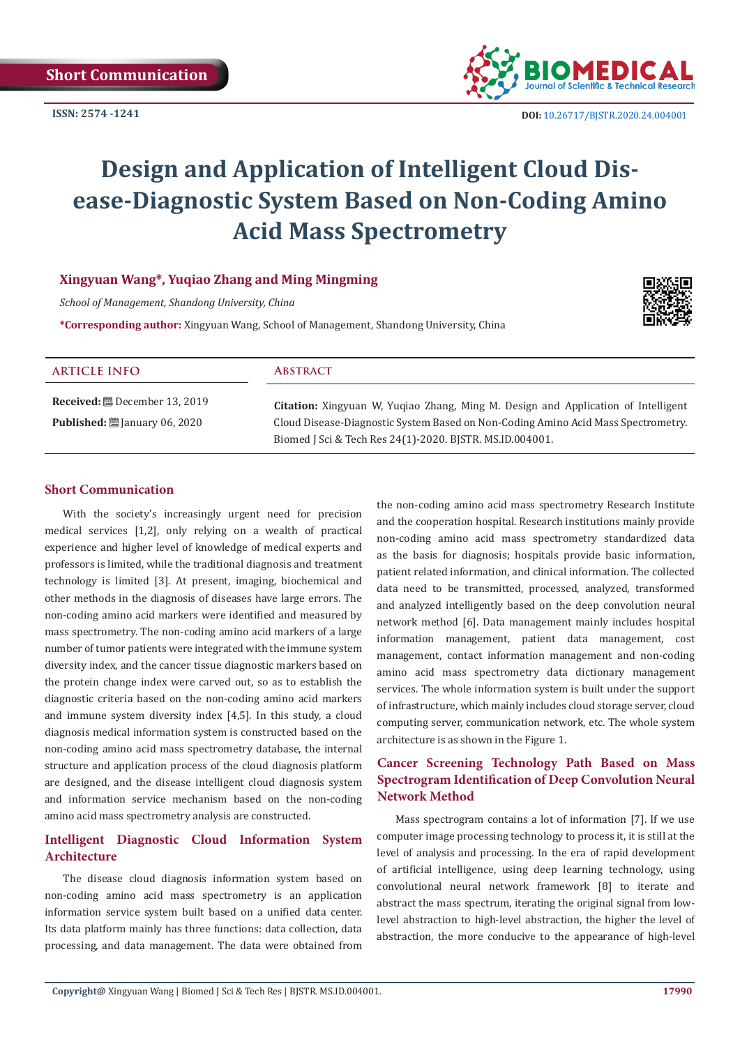Short Communication

ISSN: 2574 -1241

DOI: 10.26717/BJSTR.2020.24.004001

# Design and Application of Intelligent Cloud Disease-Diagnostic System Based on Non-Coding Amino Acid Mass Spectrometry

**Xingyuan Wang\*, Yuqiao Zhang and Ming Mingming**

*School of Management, Shandong University, China*

**\*Corresponding author:** Xingyuan Wang, School of Management, Shandong University, China

## ARTICLE INFO

**Received:** December 13, 2019

**Published:** January 06, 2020

## Abstract

**Citation:** Xingyuan W, Yuqiao Zhang, Ming M. Design and Application of Intelligent Cloud Disease-Diagnostic System Based on Non-Coding Amino Acid Mass Spectrometry. Biomed J Sci & Tech Res 24(1)-2020. BJSTR. MS.ID.004001.

## Short Communication

With the society's increasingly urgent need for precision medical services [1,2], only relying on a wealth of practical experience and higher level of knowledge of medical experts and professors is limited, while the traditional diagnosis and treatment technology is limited [3]. At present, imaging, biochemical and other methods in the diagnosis of diseases have large errors. The non-coding amino acid markers were identified and measured by mass spectrometry. The non-coding amino acid markers of a large number of tumor patients were integrated with the immune system diversity index, and the cancer tissue diagnostic markers based on the protein change index were carved out, so as to establish the diagnostic criteria based on the non-coding amino acid markers and immune system diversity index [4,5]. In this study, a cloud diagnosis medical information system is constructed based on the non-coding amino acid mass spectrometry database, the internal structure and application process of the cloud diagnosis platform are designed, and the disease intelligent cloud diagnosis system and information service mechanism based on the non-coding amino acid mass spectrometry analysis are constructed.

## Intelligent Diagnostic Cloud Information System Architecture

The disease cloud diagnosis information system based on non-coding amino acid mass spectrometry is an application information service system built based on a unified data center. Its data platform mainly has three functions: data collection, data processing, and data management. The data were obtained from the non-coding amino acid mass spectrometry Research Institute and the cooperation hospital. Research institutions mainly provide non-coding amino acid mass spectrometry standardized data as the basis for diagnosis; hospitals provide basic information, patient related information, and clinical information. The collected data need to be transmitted, processed, analyzed, transformed and analyzed intelligently based on the deep convolution neural network method [6]. Data management mainly includes hospital information management, patient data management, cost management, contact information management and non-coding amino acid mass spectrometry data dictionary management services. The whole information system is built under the support of infrastructure, which mainly includes cloud storage server, cloud computing server, communication network, etc. The whole system architecture is as shown in the Figure 1.

## Cancer Screening Technology Path Based on Mass Spectrogram Identification of Deep Convolution Neural Network Method

Mass spectrogram contains a lot of information [7]. If we use computer image processing technology to process it, it is still at the level of analysis and processing. In the era of rapid development of artificial intelligence, using deep learning technology, using convolutional neural network framework [8] to iterate and abstract the mass spectrum, iterating the original signal from low-level abstraction to high-level abstraction, the higher the level of abstraction, the more conducive to the appearance of high-level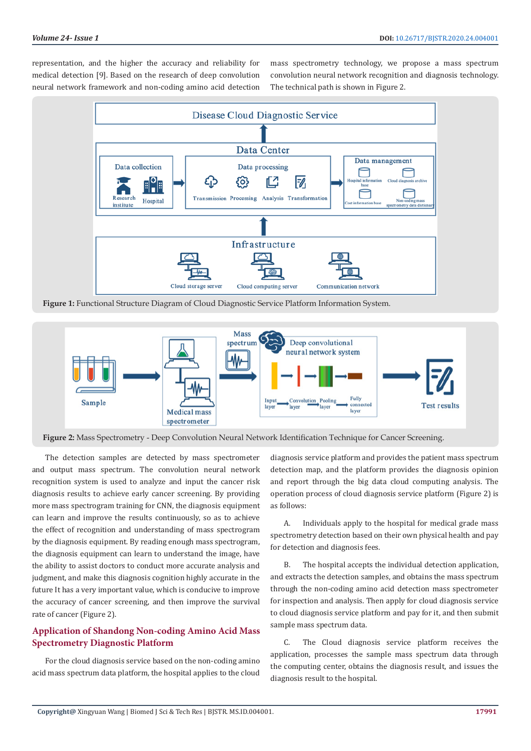representation, and the higher the accuracy and reliability for medical detection [9]. Based on the research of deep convolution neural network framework and non-coding amino acid detection mass spectrometry technology, we propose a mass spectrum convolution neural network recognition and diagnosis technology. The technical path is shown in Figure 2.

**Figure 1:** Functional Structure Diagram of Cloud Diagnostic Service Platform Information System.

**Figure 2:** Mass Spectrometry - Deep Convolution Neural Network Identification Technique for Cancer Screening.

The detection samples are detected by mass spectrometer and output mass spectrum. The convolution neural network recognition system is used to analyze and input the cancer risk diagnosis results to achieve early cancer screening. By providing more mass spectrogram training for CNN, the diagnosis equipment can learn and improve the results continuously, so as to achieve the effect of recognition and understanding of mass spectrogram by the diagnosis equipment. By reading enough mass spectrogram, the diagnosis equipment can learn to understand the image, have the ability to assist doctors to conduct more accurate analysis and judgment, and make this diagnosis cognition highly accurate in the future It has a very important value, which is conducive to improve the accuracy of cancer screening, and then improve the survival rate of cancer (Figure 2).

## Application of Shandong Non-coding Amino Acid Mass Spectrometry Diagnostic Platform

For the cloud diagnosis service based on the non-coding amino acid mass spectrum data platform, the hospital applies to the cloud diagnosis service platform and provides the patient mass spectrum detection map, and the platform provides the diagnosis opinion and report through the big data cloud computing analysis. The operation process of cloud diagnosis service platform (Figure 2) is as follows:

A. Individuals apply to the hospital for medical grade mass spectrometry detection based on their own physical health and pay for detection and diagnosis fees.

B. The hospital accepts the individual detection application, and extracts the detection samples, and obtains the mass spectrum through the non-coding amino acid detection mass spectrometer for inspection and analysis. Then apply for cloud diagnosis service to cloud diagnosis service platform and pay for it, and then submit sample mass spectrum data.

C. The Cloud diagnosis service platform receives the application, processes the sample mass spectrum data through the computing center, obtains the diagnosis result, and issues the diagnosis result to the hospital.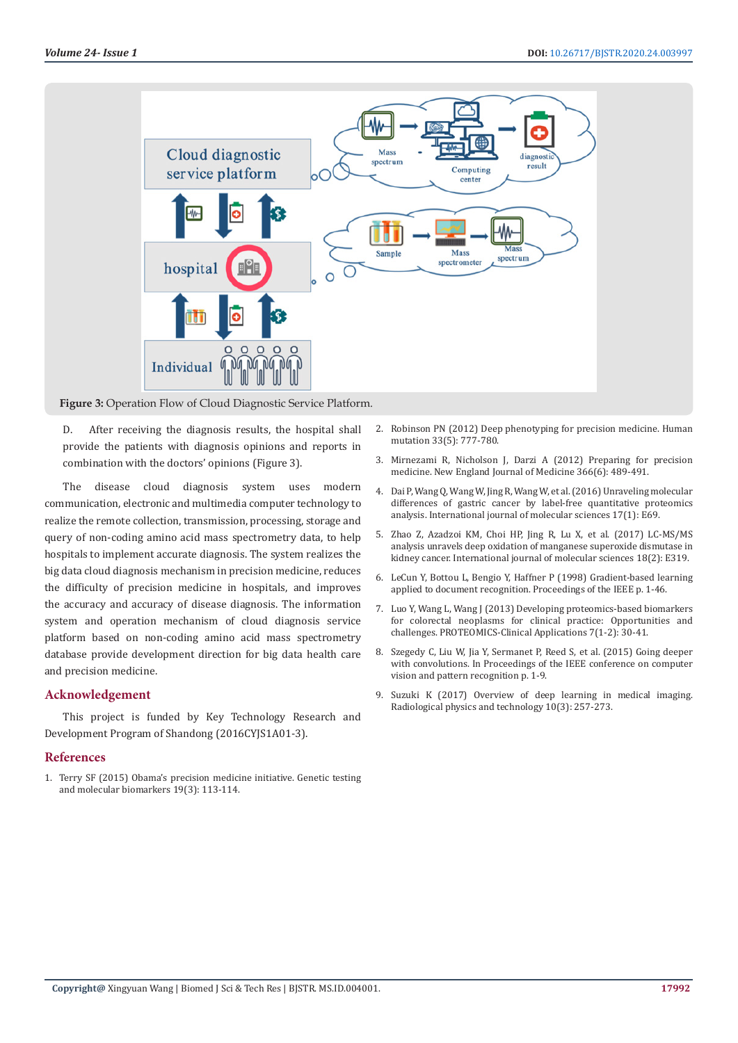**Figure 3:** Operation Flow of Cloud Diagnostic Service Platform.

D. After receiving the diagnosis results, the hospital shall provide the patients with diagnosis opinions and reports in combination with the doctors' opinions (Figure 3).

The disease cloud diagnosis system uses modern communication, electronic and multimedia computer technology to realize the remote collection, transmission, processing, storage and query of non-coding amino acid mass spectrometry data, to help hospitals to implement accurate diagnosis. The system realizes the big data cloud diagnosis mechanism in precision medicine, reduces the difficulty of precision medicine in hospitals, and improves the accuracy and accuracy of disease diagnosis. The information system and operation mechanism of cloud diagnosis service platform based on non-coding amino acid mass spectrometry database provide development direction for big data health care and precision medicine.

## Acknowledgement

This project is funded by Key Technology Research and Development Program of Shandong (2016CYJS1A01-3).

## References

1. Terry SF (2015) Obama's precision medicine initiative. Genetic testing and molecular biomarkers 19(3): 113-114.
2. Robinson PN (2012) Deep phenotyping for precision medicine. Human mutation 33(5): 777-780.
3. Mirnezami R, Nicholson J, Darzi A (2012) Preparing for precision medicine. New England Journal of Medicine 366(6): 489-491.
4. Dai P, Wang Q, Wang W, Jing R, Wang W, et al. (2016) Unraveling molecular differences of gastric cancer by label-free quantitative proteomics analysis. International journal of molecular sciences 17(1): E69.
5. Zhao Z, Azadzoi KM, Choi HP, Jing R, Lu X, et al. (2017) LC-MS/MS analysis unravels deep oxidation of manganese superoxide dismutase in kidney cancer. International journal of molecular sciences 18(2): E319.
6. LeCun Y, Bottou L, Bengio Y, Haffner P (1998) Gradient-based learning applied to document recognition. Proceedings of the IEEE p. 1-46.
7. Luo Y, Wang L, Wang J (2013) Developing proteomics-based biomarkers for colorectal neoplasms for clinical practice: Opportunities and challenges. PROTEOMICS-Clinical Applications 7(1-2): 30-41.
8. Szegedy C, Liu W, Jia Y, Sermanet P, Reed S, et al. (2015) Going deeper with convolutions. In Proceedings of the IEEE conference on computer vision and pattern recognition p. 1-9.
9. Suzuki K (2017) Overview of deep learning in medical imaging. Radiological physics and technology 10(3): 257-273.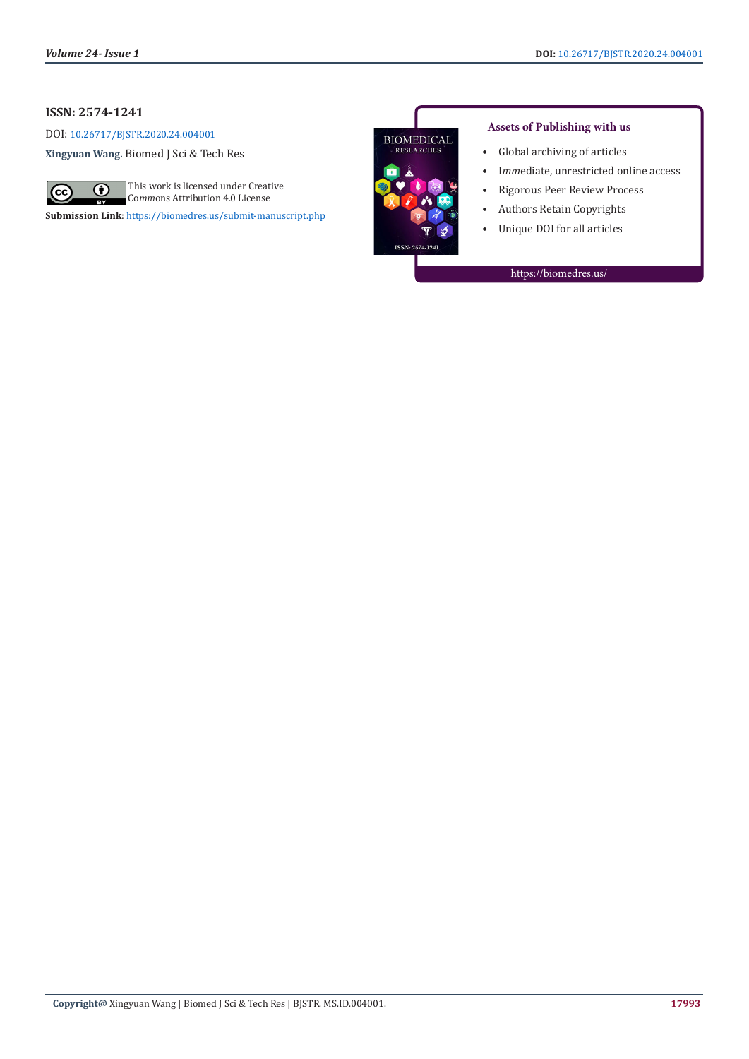**ISSN: 2574-1241**

DOI: 10.26717/BJSTR.2020.24.004001

**Xingyuan Wang.** Biomed J Sci & Tech Res

This work is licensed under Creative Commons Attribution 4.0 License

**Submission Link**: https://biomedres.us/submit-manuscript.php

**Assets of Publishing with us**

- Global archiving of articles
- Immediate, unrestricted online access
- Rigorous Peer Review Process
- Authors Retain Copyrights
- Unique DOI for all articles

https://biomedres.us/